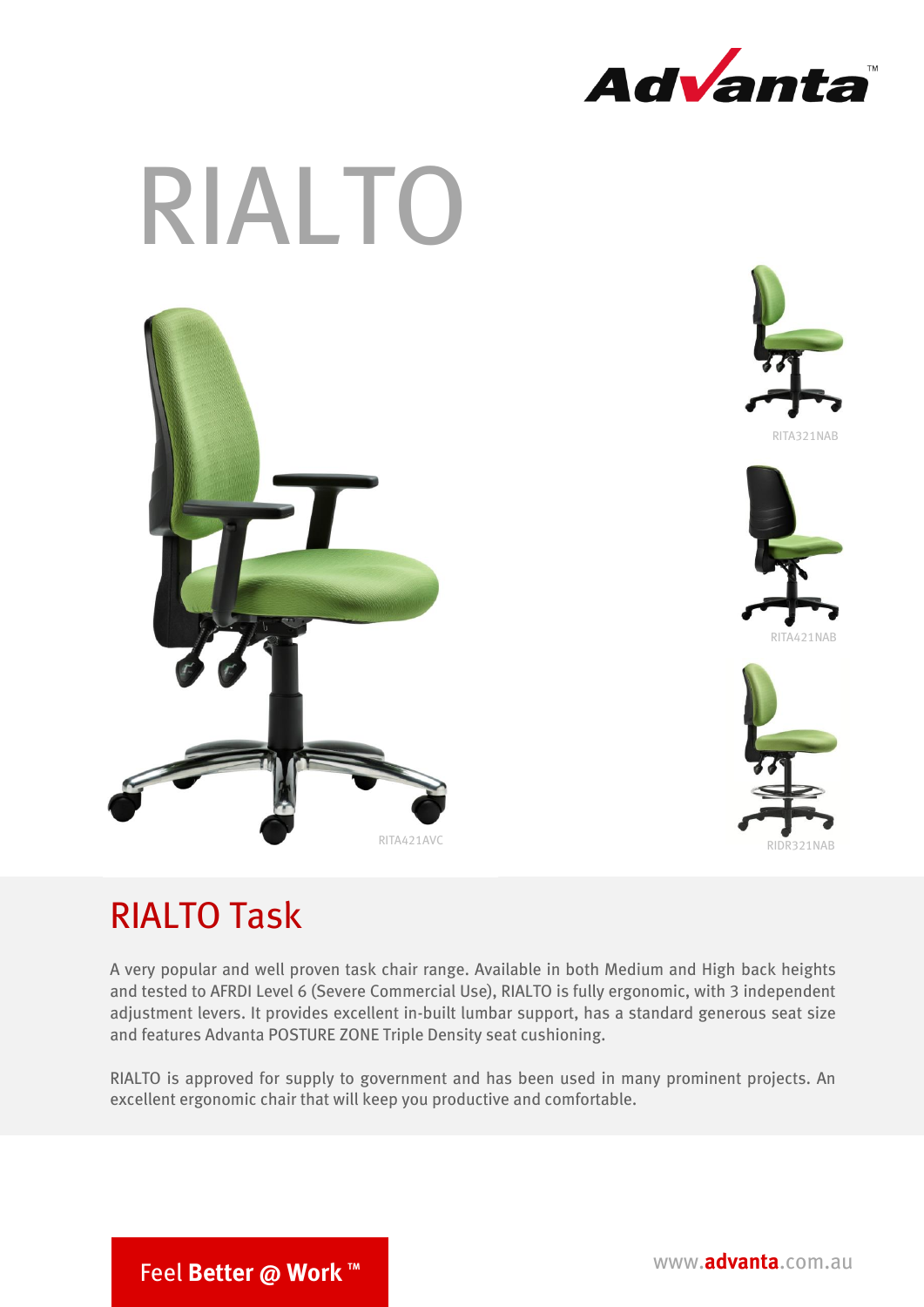Advanta™

# RIALTO

RITA321NAB

RITA421NAB

RITA421AVC

RIDR321NAB

## RIALTO Task

A very popular and well proven task chair range. Available in both Medium and High back heights and tested to AFRDI Level 6 (Severe Commercial Use), RIALTO is fully ergonomic, with 3 independent adjustment levers. It provides excellent in-built lumbar support, has a standard generous seat size and features Advanta POSTURE ZONE Triple Density seat cushioning.

RIALTO is approved for supply to government and has been used in many prominent projects. An excellent ergonomic chair that will keep you productive and comfortable.

Feel **Better @ Work** ™

www.**advanta**.com.au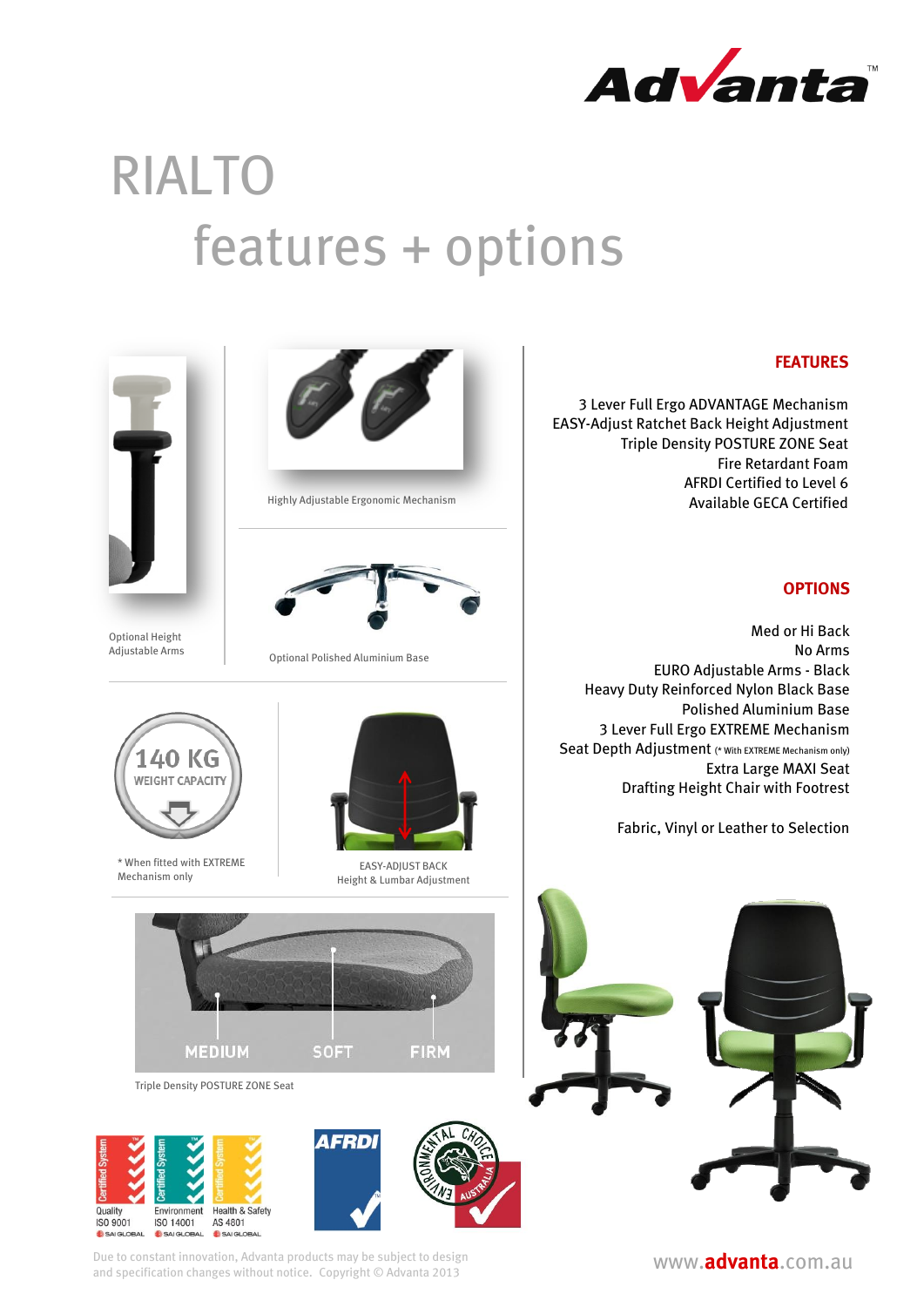# RIALTO

## features + options

Optional Height Adjustable Arms

Highly Adjustable Ergonomic Mechanism

Optional Polished Aluminium Base

140 KG WEIGHT CAPACITY

* When fitted with EXTREME Mechanism only

EASY-ADJUST BACK Height & Lumbar Adjustment

MEDIUM SOFT FIRM

Triple Density POSTURE ZONE Seat

### FEATURES

3 Lever Full Ergo ADVANTAGE Mechanism
EASY-Adjust Ratchet Back Height Adjustment
Triple Density POSTURE ZONE Seat
Fire Retardant Foam
AFRDI Certified to Level 6
Available GECA Certified

### OPTIONS

Med or Hi Back
No Arms
EURO Adjustable Arms - Black
Heavy Duty Reinforced Nylon Black Base
Polished Aluminium Base
3 Lever Full Ergo EXTREME Mechanism
Seat Depth Adjustment (* With EXTREME Mechanism only)
Extra Large MAXI Seat
Drafting Height Chair with Footrest

Fabric, Vinyl or Leather to Selection

Certified System Quality ISO 9001 SAI GLOBAL
Certified System Environment ISO 14001 SAI GLOBAL
Certified System Health & Safety AS 4801 SAI GLOBAL

AFRDI

ENVIRONMENTAL CHOICE AUSTRALIA

Due to constant innovation, Advanta products may be subject to design and specification changes without notice. Copyright © Advanta 2013

www.advanta.com.au